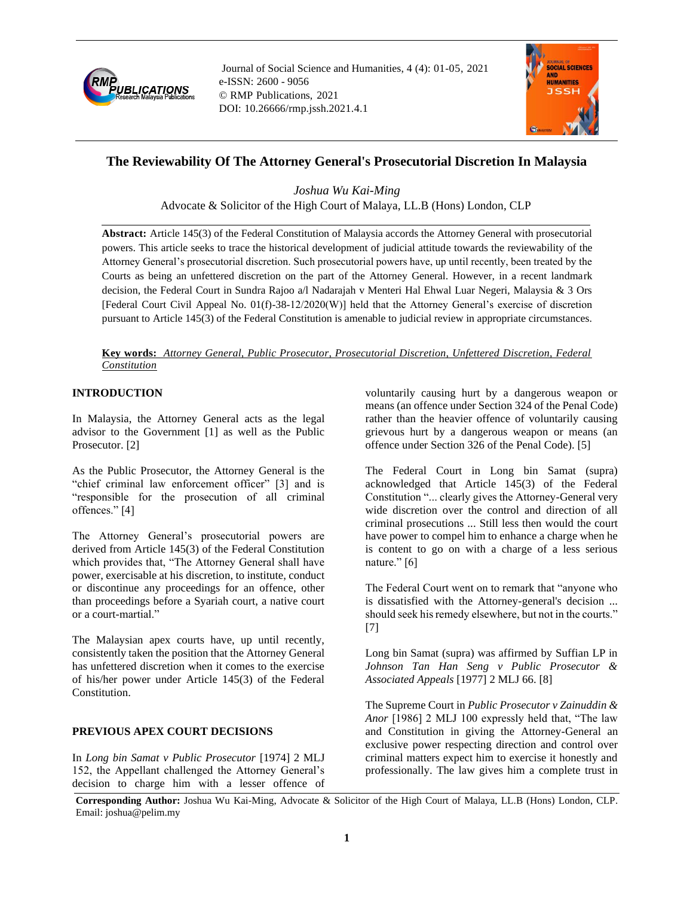# The Reviewability Of The Attorney General's Prosecutorial Discretion In Malaysia

*Joshua Wu Kai-Ming*

Advocate & Solicitor of the High Court of Malaya, LL.B (Hons) London, CLP

**Abstract:** Article 145(3) of the Federal Constitution of Malaysia accords the Attorney General with prosecutorial powers. This article seeks to trace the historical development of judicial attitude towards the reviewability of the Attorney General's prosecutorial discretion. Such prosecutorial powers have, up until recently, been treated by the Courts as being an unfettered discretion on the part of the Attorney General. However, in a recent landmark decision, the Federal Court in Sundra Rajoo a/l Nadarajah v Menteri Hal Ehwal Luar Negeri, Malaysia & 3 Ors [Federal Court Civil Appeal No. 01(f)-38-12/2020(W)] held that the Attorney General's exercise of discretion pursuant to Article 145(3) of the Federal Constitution is amenable to judicial review in appropriate circumstances.

**Key words:** *Attorney General, Public Prosecutor, Prosecutorial Discretion, Unfettered Discretion, Federal Constitution*

## INTRODUCTION

In Malaysia, the Attorney General acts as the legal advisor to the Government [1] as well as the Public Prosecutor. [2]

As the Public Prosecutor, the Attorney General is the "chief criminal law enforcement officer" [3] and is "responsible for the prosecution of all criminal offences." [4]

The Attorney General's prosecutorial powers are derived from Article 145(3) of the Federal Constitution which provides that, "The Attorney General shall have power, exercisable at his discretion, to institute, conduct or discontinue any proceedings for an offence, other than proceedings before a Syariah court, a native court or a court-martial."

The Malaysian apex courts have, up until recently, consistently taken the position that the Attorney General has unfettered discretion when it comes to the exercise of his/her power under Article 145(3) of the Federal Constitution.

## PREVIOUS APEX COURT DECISIONS

In *Long bin Samat v Public Prosecutor* [1974] 2 MLJ 152, the Appellant challenged the Attorney General's decision to charge him with a lesser offence of voluntarily causing hurt by a dangerous weapon or means (an offence under Section 324 of the Penal Code) rather than the heavier offence of voluntarily causing grievous hurt by a dangerous weapon or means (an offence under Section 326 of the Penal Code). [5]

The Federal Court in Long bin Samat (supra) acknowledged that Article 145(3) of the Federal Constitution "... clearly gives the Attorney-General very wide discretion over the control and direction of all criminal prosecutions ... Still less then would the court have power to compel him to enhance a charge when he is content to go on with a charge of a less serious nature." [6]

The Federal Court went on to remark that "anyone who is dissatisfied with the Attorney-general's decision ... should seek his remedy elsewhere, but not in the courts." [7]

Long bin Samat (supra) was affirmed by Suffian LP in *Johnson Tan Han Seng v Public Prosecutor & Associated Appeals* [1977] 2 MLJ 66. [8]

The Supreme Court in *Public Prosecutor v Zainuddin & Anor* [1986] 2 MLJ 100 expressly held that, "The law and Constitution in giving the Attorney-General an exclusive power respecting direction and control over criminal matters expect him to exercise it honestly and professionally. The law gives him a complete trust in

**Corresponding Author:** Joshua Wu Kai-Ming, Advocate & Solicitor of the High Court of Malaya, LL.B (Hons) London, CLP. Email: joshua@pelim.my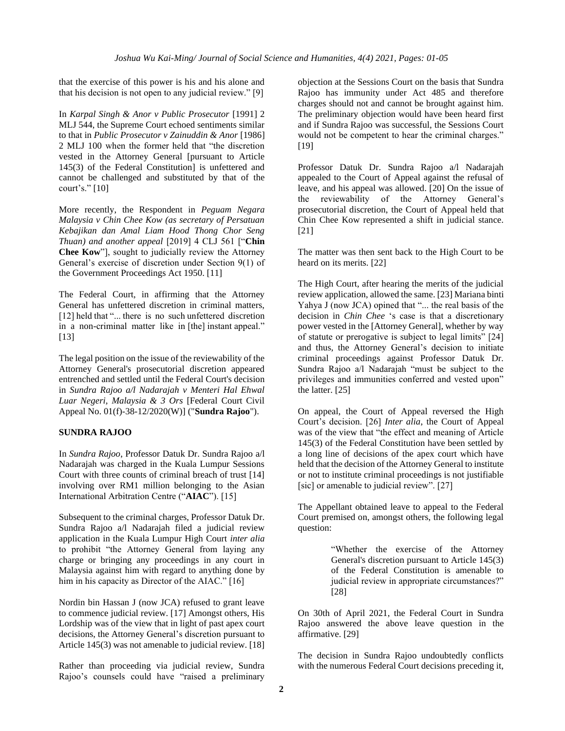that the exercise of this power is his and his alone and that his decision is not open to any judicial review." [9]

In *Karpal Singh & Anor v Public Prosecutor* [1991] 2 MLJ 544, the Supreme Court echoed sentiments similar to that in *Public Prosecutor v Zainuddin & Anor* [1986] 2 MLJ 100 when the former held that "the discretion vested in the Attorney General [pursuant to Article 145(3) of the Federal Constitution] is unfettered and cannot be challenged and substituted by that of the court's." [10]

More recently, the Respondent in *Peguam Negara Malaysia v Chin Chee Kow (as secretary of Persatuan Kebajikan dan Amal Liam Hood Thong Chor Seng Thuan) and another appeal* [2019] 4 CLJ 561 ["**Chin Chee Kow**"], sought to judicially review the Attorney General's exercise of discretion under Section 9(1) of the Government Proceedings Act 1950. [11]

The Federal Court, in affirming that the Attorney General has unfettered discretion in criminal matters, [12] held that "... there is no such unfettered discretion in a non-criminal matter like in [the] instant appeal." [13]

The legal position on the issue of the reviewability of the Attorney General's prosecutorial discretion appeared entrenched and settled until the Federal Court's decision in *Sundra Rajoo a/l Nadarajah v Menteri Hal Ehwal Luar Negeri, Malaysia & 3 Ors* [Federal Court Civil Appeal No. 01(f)-38-12/2020(W)] ("**Sundra Rajoo**").

## SUNDRA RAJOO

In *Sundra Rajoo*, Professor Datuk Dr. Sundra Rajoo a/l Nadarajah was charged in the Kuala Lumpur Sessions Court with three counts of criminal breach of trust [14] involving over RM1 million belonging to the Asian International Arbitration Centre ("**AIAC**"). [15]

Subsequent to the criminal charges, Professor Datuk Dr. Sundra Rajoo a/l Nadarajah filed a judicial review application in the Kuala Lumpur High Court *inter alia* to prohibit "the Attorney General from laying any charge or bringing any proceedings in any court in Malaysia against him with regard to anything done by him in his capacity as Director of the AIAC." [16]

Nordin bin Hassan J (now JCA) refused to grant leave to commence judicial review. [17] Amongst others, His Lordship was of the view that in light of past apex court decisions, the Attorney General's discretion pursuant to Article 145(3) was not amenable to judicial review. [18]

Rather than proceeding via judicial review, Sundra Rajoo's counsels could have "raised a preliminary objection at the Sessions Court on the basis that Sundra Rajoo has immunity under Act 485 and therefore charges should not and cannot be brought against him. The preliminary objection would have been heard first and if Sundra Rajoo was successful, the Sessions Court would not be competent to hear the criminal charges." [19]

Professor Datuk Dr. Sundra Rajoo a/l Nadarajah appealed to the Court of Appeal against the refusal of leave, and his appeal was allowed. [20] On the issue of the reviewability of the Attorney General's prosecutorial discretion, the Court of Appeal held that Chin Chee Kow represented a shift in judicial stance. [21]

The matter was then sent back to the High Court to be heard on its merits. [22]

The High Court, after hearing the merits of the judicial review application, allowed the same. [23] Mariana binti Yahya J (now JCA) opined that "... the real basis of the decision in *Chin Chee* 's case is that a discretionary power vested in the [Attorney General], whether by way of statute or prerogative is subject to legal limits" [24] and thus, the Attorney General's decision to initiate criminal proceedings against Professor Datuk Dr. Sundra Rajoo a/l Nadarajah "must be subject to the privileges and immunities conferred and vested upon" the latter. [25]

On appeal, the Court of Appeal reversed the High Court's decision. [26] *Inter alia*, the Court of Appeal was of the view that "the effect and meaning of Article 145(3) of the Federal Constitution have been settled by a long line of decisions of the apex court which have held that the decision of the Attorney General to institute or not to institute criminal proceedings is not justifiable [sic] or amenable to judicial review". [27]

The Appellant obtained leave to appeal to the Federal Court premised on, amongst others, the following legal question:

> "Whether the exercise of the Attorney General's discretion pursuant to Article 145(3) of the Federal Constitution is amenable to judicial review in appropriate circumstances?" [28]

On 30th of April 2021, the Federal Court in Sundra Rajoo answered the above leave question in the affirmative. [29]

The decision in Sundra Rajoo undoubtedly conflicts with the numerous Federal Court decisions preceding it,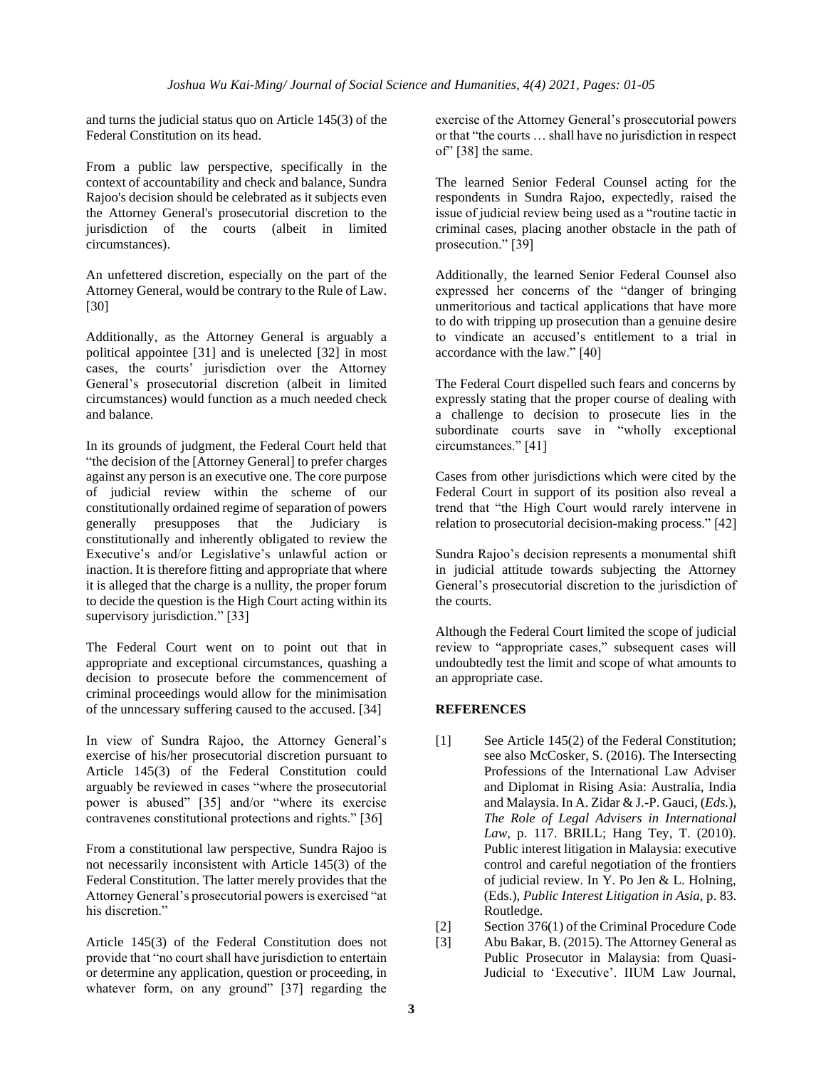and turns the judicial status quo on Article 145(3) of the Federal Constitution on its head.

From a public law perspective, specifically in the context of accountability and check and balance, Sundra Rajoo's decision should be celebrated as it subjects even the Attorney General's prosecutorial discretion to the jurisdiction of the courts (albeit in limited circumstances).

An unfettered discretion, especially on the part of the Attorney General, would be contrary to the Rule of Law. [30]

Additionally, as the Attorney General is arguably a political appointee [31] and is unelected [32] in most cases, the courts' jurisdiction over the Attorney General's prosecutorial discretion (albeit in limited circumstances) would function as a much needed check and balance.

In its grounds of judgment, the Federal Court held that "the decision of the [Attorney General] to prefer charges against any person is an executive one. The core purpose of judicial review within the scheme of our constitutionally ordained regime of separation of powers generally presupposes that the Judiciary is constitutionally and inherently obligated to review the Executive's and/or Legislative's unlawful action or inaction. It is therefore fitting and appropriate that where it is alleged that the charge is a nullity, the proper forum to decide the question is the High Court acting within its supervisory jurisdiction." [33]

The Federal Court went on to point out that in appropriate and exceptional circumstances, quashing a decision to prosecute before the commencement of criminal proceedings would allow for the minimisation of the unncessary suffering caused to the accused. [34]

In view of Sundra Rajoo, the Attorney General's exercise of his/her prosecutorial discretion pursuant to Article 145(3) of the Federal Constitution could arguably be reviewed in cases "where the prosecutorial power is abused" [35] and/or "where its exercise contravenes constitutional protections and rights." [36]

From a constitutional law perspective, Sundra Rajoo is not necessarily inconsistent with Article 145(3) of the Federal Constitution. The latter merely provides that the Attorney General's prosecutorial powers is exercised "at his discretion."

Article 145(3) of the Federal Constitution does not provide that "no court shall have jurisdiction to entertain or determine any application, question or proceeding, in whatever form, on any ground" [37] regarding the exercise of the Attorney General's prosecutorial powers or that "the courts … shall have no jurisdiction in respect of" [38] the same.

The learned Senior Federal Counsel acting for the respondents in Sundra Rajoo, expectedly, raised the issue of judicial review being used as a "routine tactic in criminal cases, placing another obstacle in the path of prosecution." [39]

Additionally, the learned Senior Federal Counsel also expressed her concerns of the "danger of bringing unmeritorious and tactical applications that have more to do with tripping up prosecution than a genuine desire to vindicate an accused's entitlement to a trial in accordance with the law." [40]

The Federal Court dispelled such fears and concerns by expressly stating that the proper course of dealing with a challenge to decision to prosecute lies in the subordinate courts save in "wholly exceptional circumstances." [41]

Cases from other jurisdictions which were cited by the Federal Court in support of its position also reveal a trend that "the High Court would rarely intervene in relation to prosecutorial decision-making process." [42]

Sundra Rajoo's decision represents a monumental shift in judicial attitude towards subjecting the Attorney General's prosecutorial discretion to the jurisdiction of the courts.

Although the Federal Court limited the scope of judicial review to "appropriate cases," subsequent cases will undoubtedly test the limit and scope of what amounts to an appropriate case.

## REFERENCES

[1] See Article 145(2) of the Federal Constitution; see also McCosker, S. (2016). The Intersecting Professions of the International Law Adviser and Diplomat in Rising Asia: Australia, India and Malaysia. In A. Zidar & J.-P. Gauci, (*Eds.*), *The Role of Legal Advisers in International Law*, p. 117. BRILL; Hang Tey, T. (2010). Public interest litigation in Malaysia: executive control and careful negotiation of the frontiers of judicial review. In Y. Po Jen & L. Holning, (Eds.), *Public Interest Litigation in Asia*, p. 83. Routledge.

[2] Section 376(1) of the Criminal Procedure Code

[3] Abu Bakar, B. (2015). The Attorney General as Public Prosecutor in Malaysia: from Quasi-Judicial to 'Executive'. IIUM Law Journal,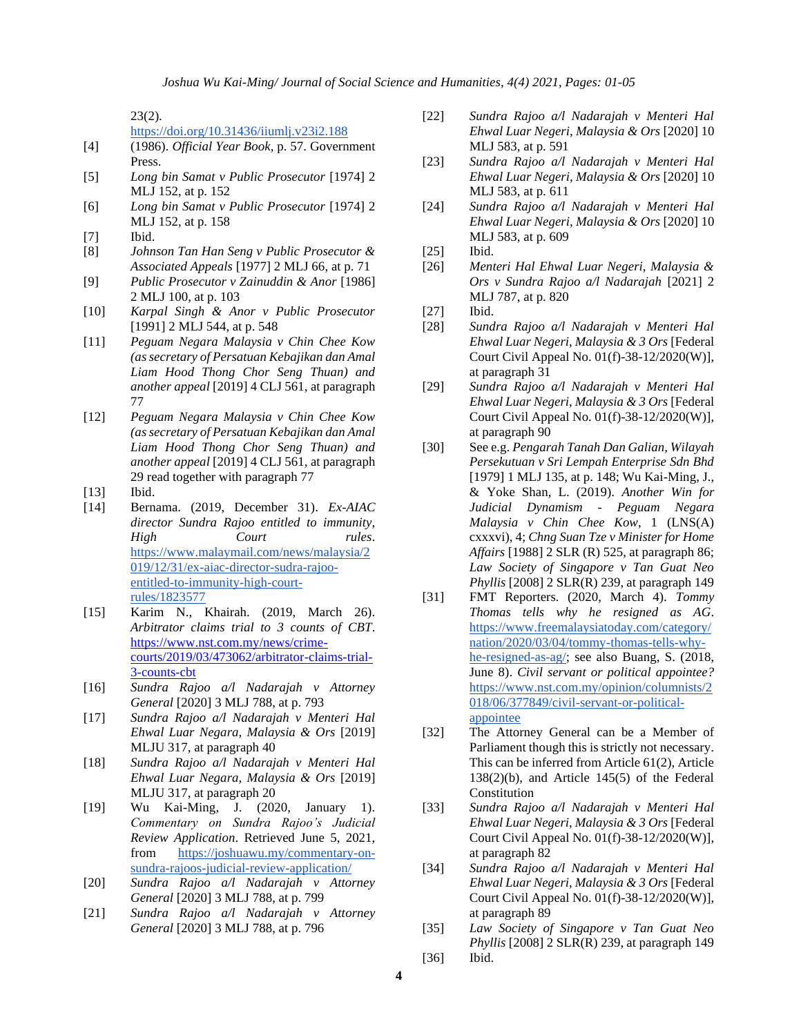23(2). https://doi.org/10.31436/iiumlj.v23i2.188

[4] (1986). *Official Year Book*, p. 57. Government Press.

[5] *Long bin Samat v Public Prosecutor* [1974] 2 MLJ 152, at p. 152

[6] *Long bin Samat v Public Prosecutor* [1974] 2 MLJ 152, at p. 158

[7] Ibid.

[8] *Johnson Tan Han Seng v Public Prosecutor & Associated Appeals* [1977] 2 MLJ 66, at p. 71

[9] *Public Prosecutor v Zainuddin & Anor* [1986] 2 MLJ 100, at p. 103

[10] *Karpal Singh & Anor v Public Prosecutor* [1991] 2 MLJ 544, at p. 548

[11] *Peguam Negara Malaysia v Chin Chee Kow (as secretary of Persatuan Kebajikan dan Amal Liam Hood Thong Chor Seng Thuan) and another appeal* [2019] 4 CLJ 561, at paragraph 77

[12] *Peguam Negara Malaysia v Chin Chee Kow (as secretary of Persatuan Kebajikan dan Amal Liam Hood Thong Chor Seng Thuan) and another appeal* [2019] 4 CLJ 561, at paragraph 29 read together with paragraph 77

[13] Ibid.

[14] Bernama. (2019, December 31). *Ex-AIAC director Sundra Rajoo entitled to immunity, High Court rules*. https://www.malaymail.com/news/malaysia/2019/12/31/ex-aiac-director-sudra-rajoo-entitled-to-immunity-high-court-rules/1823577

[15] Karim N., Khairah. (2019, March 26). *Arbitrator claims trial to 3 counts of CBT*. https://www.nst.com.my/news/crime-courts/2019/03/473062/arbitrator-claims-trial-3-counts-cbt

[16] *Sundra Rajoo a/l Nadarajah v Attorney General* [2020] 3 MLJ 788, at p. 793

[17] *Sundra Rajoo a/l Nadarajah v Menteri Hal Ehwal Luar Negara, Malaysia & Ors* [2019] MLJU 317, at paragraph 40

[18] *Sundra Rajoo a/l Nadarajah v Menteri Hal Ehwal Luar Negara, Malaysia & Ors* [2019] MLJU 317, at paragraph 20

[19] Wu Kai-Ming, J. (2020, January 1). *Commentary on Sundra Rajoo's Judicial Review Application*. Retrieved June 5, 2021, from https://joshuawu.my/commentary-on-sundra-rajoos-judicial-review-application/

[20] *Sundra Rajoo a/l Nadarajah v Attorney General* [2020] 3 MLJ 788, at p. 799

[21] *Sundra Rajoo a/l Nadarajah v Attorney General* [2020] 3 MLJ 788, at p. 796

[22] *Sundra Rajoo a/l Nadarajah v Menteri Hal Ehwal Luar Negeri, Malaysia & Ors* [2020] 10 MLJ 583, at p. 591

[23] *Sundra Rajoo a/l Nadarajah v Menteri Hal Ehwal Luar Negeri, Malaysia & Ors* [2020] 10 MLJ 583, at p. 611

[24] *Sundra Rajoo a/l Nadarajah v Menteri Hal Ehwal Luar Negeri, Malaysia & Ors* [2020] 10 MLJ 583, at p. 609

[25] Ibid.

[26] *Menteri Hal Ehwal Luar Negeri, Malaysia & Ors v Sundra Rajoo a/l Nadarajah* [2021] 2 MLJ 787, at p. 820

[27] Ibid.

[28] *Sundra Rajoo a/l Nadarajah v Menteri Hal Ehwal Luar Negeri, Malaysia & 3 Ors* [Federal Court Civil Appeal No. 01(f)-38-12/2020(W)], at paragraph 31

[29] *Sundra Rajoo a/l Nadarajah v Menteri Hal Ehwal Luar Negeri, Malaysia & 3 Ors* [Federal Court Civil Appeal No. 01(f)-38-12/2020(W)], at paragraph 90

[30] See e.g. *Pengarah Tanah Dan Galian, Wilayah Persekutuan v Sri Lempah Enterprise Sdn Bhd* [1979] 1 MLJ 135, at p. 148; Wu Kai-Ming, J., & Yoke Shan, L. (2019). *Another Win for Judicial Dynamism - Peguam Negara Malaysia v Chin Chee Kow*, 1 (LNS(A) cxxxvi), 4; *Chng Suan Tze v Minister for Home Affairs* [1988] 2 SLR (R) 525, at paragraph 86; *Law Society of Singapore v Tan Guat Neo Phyllis* [2008] 2 SLR(R) 239, at paragraph 149

[31] FMT Reporters. (2020, March 4). *Tommy Thomas tells why he resigned as AG*. https://www.freemalaysiatoday.com/category/nation/2020/03/04/tommy-thomas-tells-why-he-resigned-as-ag/; see also Buang, S. (2018, June 8). *Civil servant or political appointee?* https://www.nst.com.my/opinion/columnists/2018/06/377849/civil-servant-or-political-appointee

[32] The Attorney General can be a Member of Parliament though this is strictly not necessary. This can be inferred from Article 61(2), Article 138(2)(b), and Article 145(5) of the Federal Constitution

[33] *Sundra Rajoo a/l Nadarajah v Menteri Hal Ehwal Luar Negeri, Malaysia & 3 Ors* [Federal Court Civil Appeal No. 01(f)-38-12/2020(W)], at paragraph 82

[34] *Sundra Rajoo a/l Nadarajah v Menteri Hal Ehwal Luar Negeri, Malaysia & 3 Ors* [Federal Court Civil Appeal No. 01(f)-38-12/2020(W)], at paragraph 89

[35] *Law Society of Singapore v Tan Guat Neo Phyllis* [2008] 2 SLR(R) 239, at paragraph 149

[36] Ibid.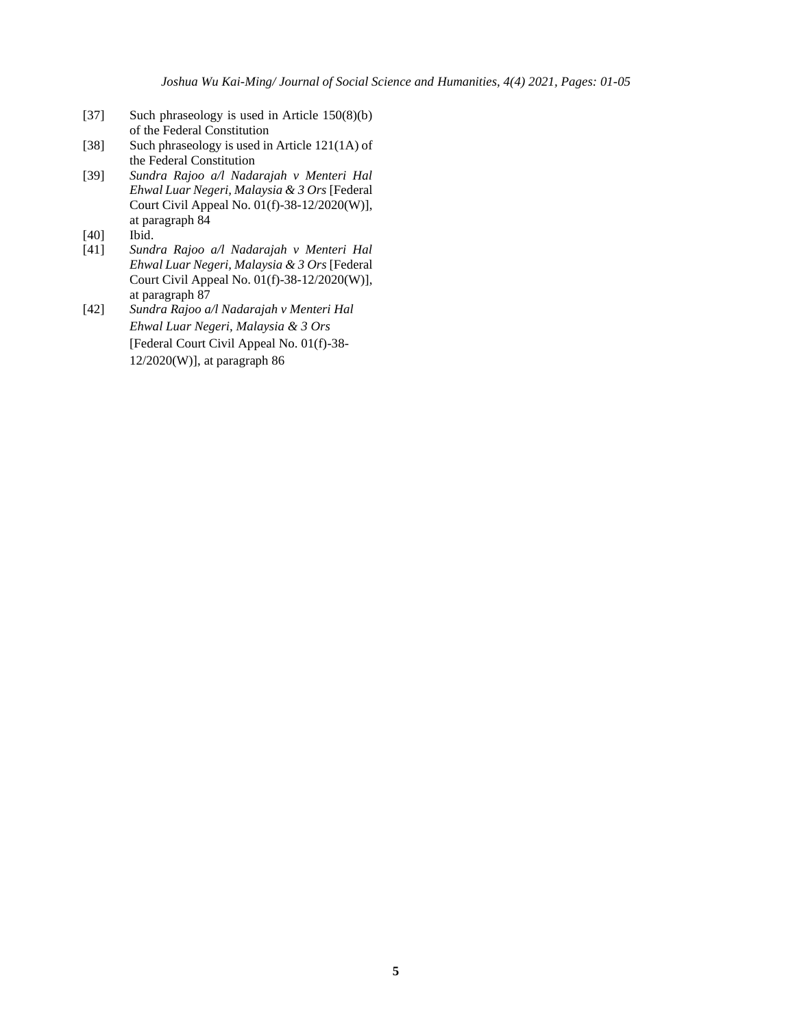[37] Such phraseology is used in Article 150(8)(b) of the Federal Constitution

[38] Such phraseology is used in Article 121(1A) of the Federal Constitution

[39] *Sundra Rajoo a/l Nadarajah v Menteri Hal Ehwal Luar Negeri, Malaysia & 3 Ors* [Federal Court Civil Appeal No. 01(f)-38-12/2020(W)], at paragraph 84

[40] Ibid.

[41] *Sundra Rajoo a/l Nadarajah v Menteri Hal Ehwal Luar Negeri, Malaysia & 3 Ors* [Federal Court Civil Appeal No. 01(f)-38-12/2020(W)], at paragraph 87

[42] *Sundra Rajoo a/l Nadarajah v Menteri Hal Ehwal Luar Negeri, Malaysia & 3 Ors* [Federal Court Civil Appeal No. 01(f)-38-12/2020(W)], at paragraph 86